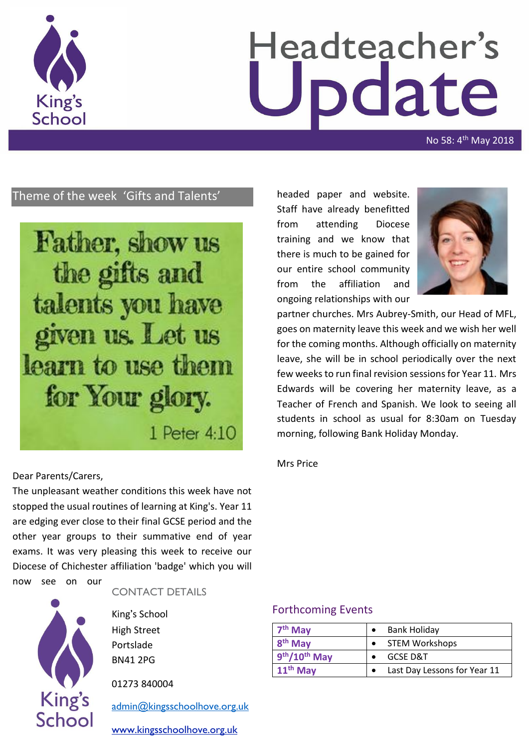# Headteacher's Update

No 58: 4th May 2018

## Theme of the week 'Gifts and Talents'

Father, show us the gifts and talents you have given us. Let us learn to use them for Your glory.

1 Peter 4:10

Dear Parents/Carers,

The unpleasant weather conditions this week have not stopped the usual routines of learning at King's. Year 11 are edging ever close to their final GCSE period and the other year groups to their summative end of year exams. It was very pleasing this week to receive our Diocese of Chichester affiliation 'badge' which you will now see on our headed paper and website. Staff have already benefitted from attending Diocese training and we know that there is much to be gained for our entire school community from the affiliation and ongoing relationships with our partner churches. Mrs Aubrey-Smith, our Head of MFL, goes on maternity leave this week and we wish her well for the coming months. Although officially on maternity leave, she will be in school periodically over the next few weeks to run final revision sessions for Year 11. Mrs Edwards will be covering her maternity leave, as a Teacher of French and Spanish. We look to seeing all students in school as usual for 8:30am on Tuesday morning, following Bank Holiday Monday.

Mrs Price

## CONTACT DETAILS

King's School
High Street
Portslade
BN41 2PG

01273 840004

admin@kingsschoolhove.org.uk

www.kingsschoolhove.org.uk

## Forthcoming Events

| Date | Event |
|---|---|
| 7th May | • Bank Holiday |
| 8th May | • STEM Workshops |
| 9th/10th May | • GCSE D&T |
| 11th May | • Last Day Lessons for Year 11 |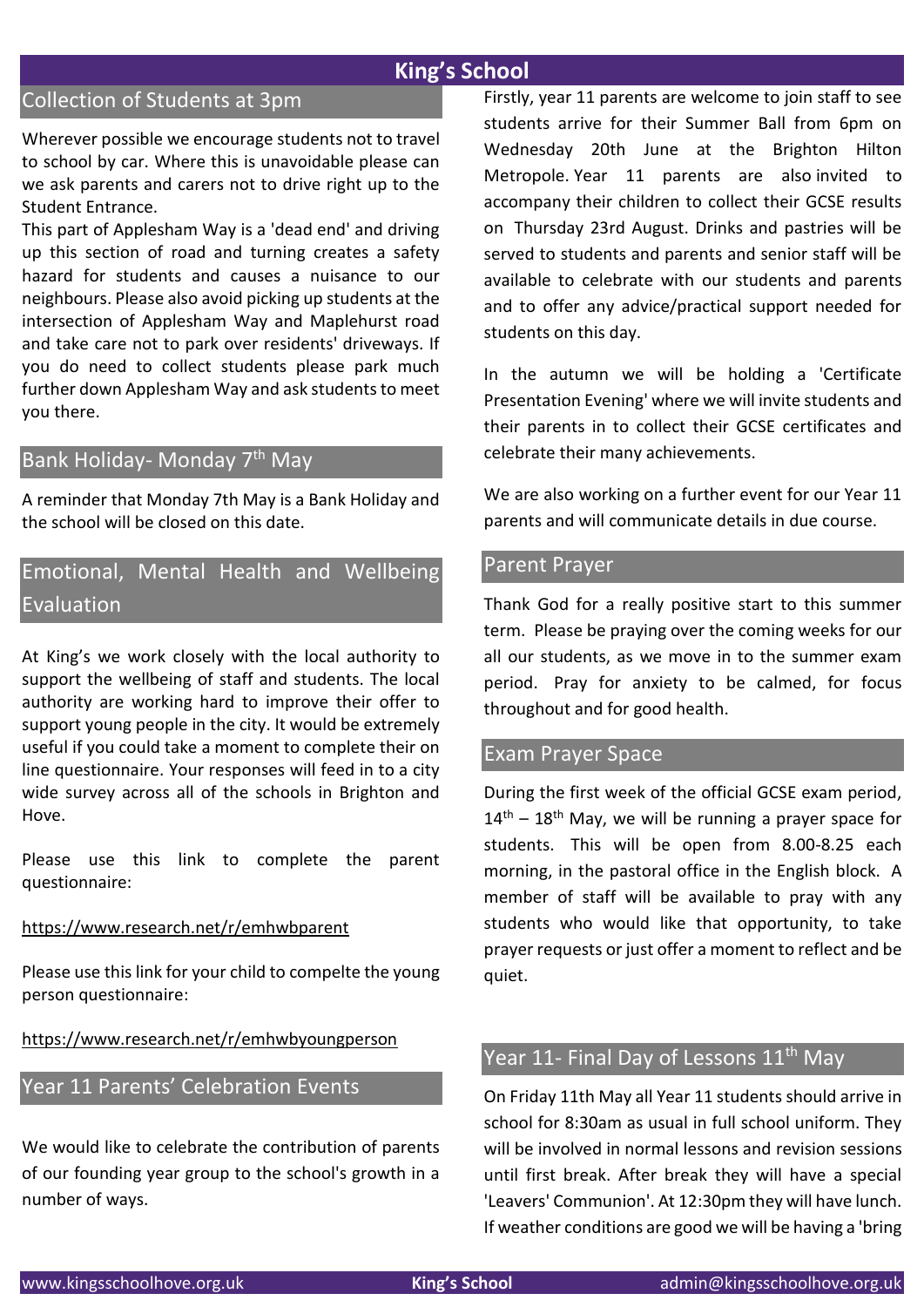## Collection of Students at 3pm

Wherever possible we encourage students not to travel to school by car. Where this is unavoidable please can we ask parents and carers not to drive right up to the Student Entrance.

This part of Applesham Way is a 'dead end' and driving up this section of road and turning creates a safety hazard for students and causes a nuisance to our neighbours. Please also avoid picking up students at the intersection of Applesham Way and Maplehurst road and take care not to park over residents' driveways. If you do need to collect students please park much further down Applesham Way and ask students to meet you there.

## Bank Holiday- Monday 7th May

A reminder that Monday 7th May is a Bank Holiday and the school will be closed on this date.

## Emotional, Mental Health and Wellbeing Evaluation

At King's we work closely with the local authority to support the wellbeing of staff and students. The local authority are working hard to improve their offer to support young people in the city. It would be extremely useful if you could take a moment to complete their on line questionnaire. Your responses will feed in to a city wide survey across all of the schools in Brighton and Hove.

Please use this link to complete the parent questionnaire:

https://www.research.net/r/emhwbparent

Please use this link for your child to compelte the young person questionnaire:

https://www.research.net/r/emhwbyoungperson

## Year 11 Parents' Celebration Events

We would like to celebrate the contribution of parents of our founding year group to the school's growth in a number of ways.

Firstly, year 11 parents are welcome to join staff to see students arrive for their Summer Ball from 6pm on Wednesday 20th June at the Brighton Hilton Metropole. Year 11 parents are also invited to accompany their children to collect their GCSE results on Thursday 23rd August. Drinks and pastries will be served to students and parents and senior staff will be available to celebrate with our students and parents and to offer any advice/practical support needed for students on this day.

In the autumn we will be holding a 'Certificate Presentation Evening' where we will invite students and their parents in to collect their GCSE certificates and celebrate their many achievements.

We are also working on a further event for our Year 11 parents and will communicate details in due course.

## Parent Prayer

Thank God for a really positive start to this summer term. Please be praying over the coming weeks for our all our students, as we move in to the summer exam period. Pray for anxiety to be calmed, for focus throughout and for good health.

## Exam Prayer Space

During the first week of the official GCSE exam period, 14th – 18th May, we will be running a prayer space for students. This will be open from 8.00-8.25 each morning, in the pastoral office in the English block. A member of staff will be available to pray with any students who would like that opportunity, to take prayer requests or just offer a moment to reflect and be quiet.

## Year 11- Final Day of Lessons 11th May

On Friday 11th May all Year 11 students should arrive in school for 8:30am as usual in full school uniform. They will be involved in normal lessons and revision sessions until first break. After break they will have a special 'Leavers' Communion'. At 12:30pm they will have lunch. If weather conditions are good we will be having a 'bring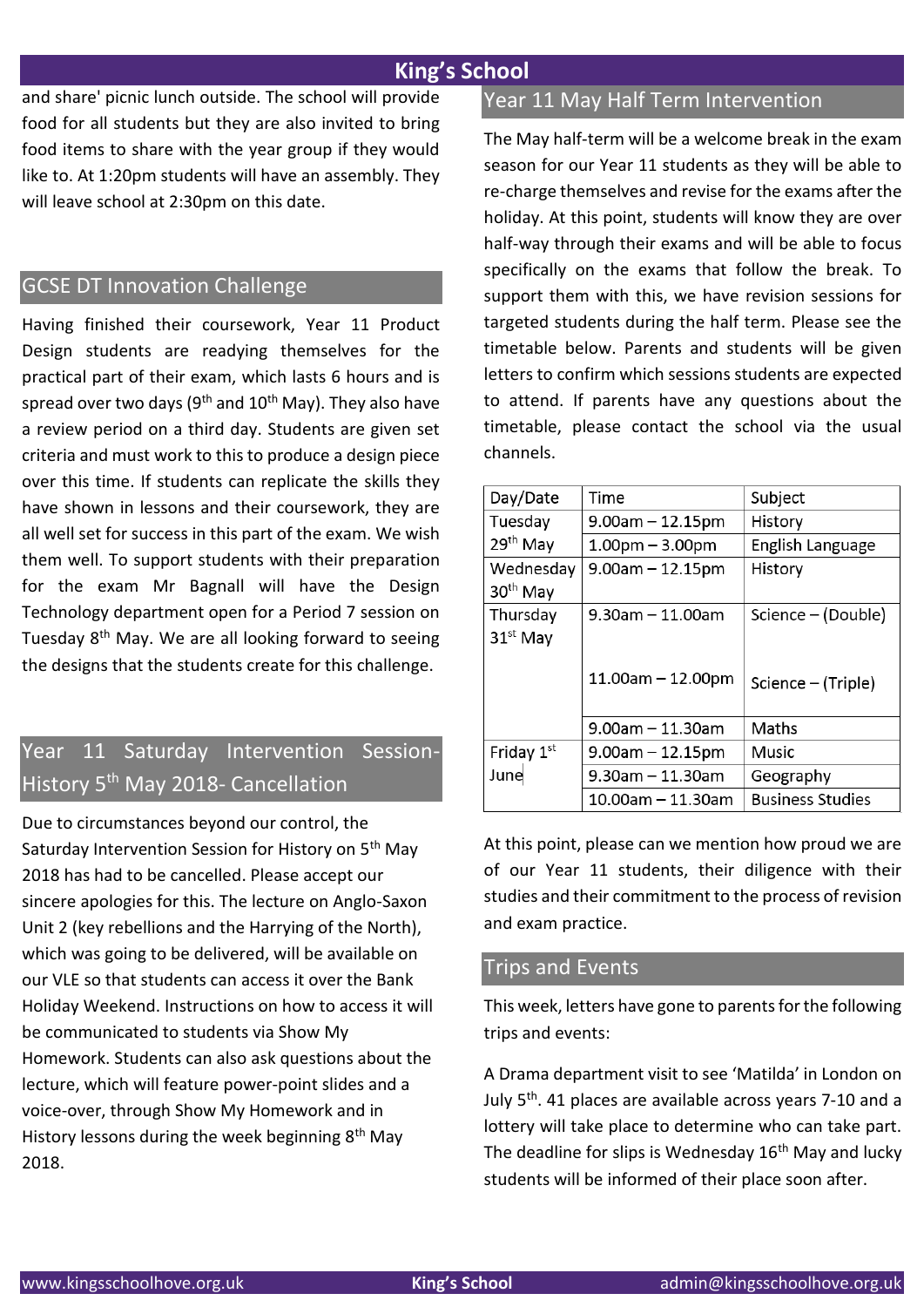and share' picnic lunch outside. The school will provide food for all students but they are also invited to bring food items to share with the year group if they would like to. At 1:20pm students will have an assembly. They will leave school at 2:30pm on this date.

## GCSE DT Innovation Challenge

Having finished their coursework, Year 11 Product Design students are readying themselves for the practical part of their exam, which lasts 6 hours and is spread over two days (9th and 10th May). They also have a review period on a third day. Students are given set criteria and must work to this to produce a design piece over this time. If students can replicate the skills they have shown in lessons and their coursework, they are all well set for success in this part of the exam. We wish them well. To support students with their preparation for the exam Mr Bagnall will have the Design Technology department open for a Period 7 session on Tuesday 8th May. We are all looking forward to seeing the designs that the students create for this challenge.

## Year 11 Saturday Intervention Session-History 5th May 2018- Cancellation

Due to circumstances beyond our control, the Saturday Intervention Session for History on 5th May 2018 has had to be cancelled. Please accept our sincere apologies for this. The lecture on Anglo-Saxon Unit 2 (key rebellions and the Harrying of the North), which was going to be delivered, will be available on our VLE so that students can access it over the Bank Holiday Weekend. Instructions on how to access it will be communicated to students via Show My Homework. Students can also ask questions about the lecture, which will feature power-point slides and a voice-over, through Show My Homework and in History lessons during the week beginning 8th May 2018.

## Year 11 May Half Term Intervention

The May half-term will be a welcome break in the exam season for our Year 11 students as they will be able to re-charge themselves and revise for the exams after the holiday. At this point, students will know they are over half-way through their exams and will be able to focus specifically on the exams that follow the break. To support them with this, we have revision sessions for targeted students during the half term. Please see the timetable below. Parents and students will be given letters to confirm which sessions students are expected to attend. If parents have any questions about the timetable, please contact the school via the usual channels.

| Day/Date | Time | Subject |
|---|---|---|
| Tuesday 29th May | 9.00am – 12.15pm | History |
| | 1.00pm – 3.00pm | English Language |
| Wednesday 30th May | 9.00am – 12.15pm | History |
| Thursday 31st May | 9.30am – 11.00am | Science – (Double) |
| | 11.00am – 12.00pm | Science – (Triple) |
| | 9.00am – 11.30am | Maths |
| Friday 1st June | 9.00am – 12.15pm | Music |
| | 9.30am – 11.30am | Geography |
| | 10.00am – 11.30am | Business Studies |

At this point, please can we mention how proud we are of our Year 11 students, their diligence with their studies and their commitment to the process of revision and exam practice.

## Trips and Events

This week, letters have gone to parents for the following trips and events:

A Drama department visit to see 'Matilda' in London on July 5th. 41 places are available across years 7-10 and a lottery will take place to determine who can take part. The deadline for slips is Wednesday 16th May and lucky students will be informed of their place soon after.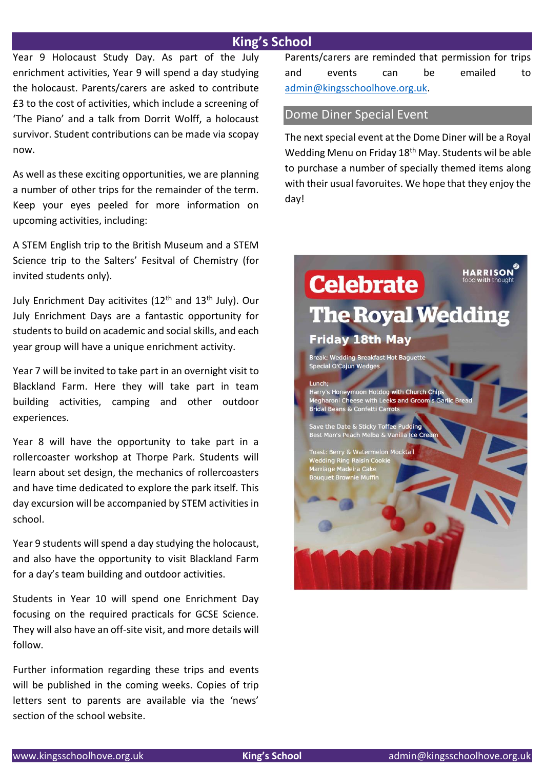## King's School

Year 9 Holocaust Study Day. As part of the July enrichment activities, Year 9 will spend a day studying the holocaust. Parents/carers are asked to contribute £3 to the cost of activities, which include a screening of 'The Piano' and a talk from Dorrit Wolff, a holocaust survivor. Student contributions can be made via scopay now.

As well as these exciting opportunities, we are planning a number of other trips for the remainder of the term. Keep your eyes peeled for more information on upcoming activities, including:

A STEM English trip to the British Museum and a STEM Science trip to the Salters' Fesitval of Chemistry (for invited students only).

July Enrichment Day acitivites (12th and 13th July). Our July Enrichment Days are a fantastic opportunity for students to build on academic and social skills, and each year group will have a unique enrichment activity.

Year 7 will be invited to take part in an overnight visit to Blackland Farm. Here they will take part in team building activities, camping and other outdoor experiences.

Year 8 will have the opportunity to take part in a rollercoaster workshop at Thorpe Park. Students will learn about set design, the mechanics of rollercoasters and have time dedicated to explore the park itself. This day excursion will be accompanied by STEM activities in school.

Year 9 students will spend a day studying the holocaust, and also have the opportunity to visit Blackland Farm for a day's team building and outdoor activities.

Students in Year 10 will spend one Enrichment Day focusing on the required practicals for GCSE Science. They will also have an off-site visit, and more details will follow.

Further information regarding these trips and events will be published in the coming weeks. Copies of trip letters sent to parents are available via the 'news' section of the school website.

Parents/carers are reminded that permission for trips and events can be emailed to admin@kingsschoolhove.org.uk.

### Dome Diner Special Event

The next special event at the Dome Diner will be a Royal Wedding Menu on Friday 18th May. Students wil be able to purchase a number of specially themed items along with their usual favouites. We hope that they enjoy the day!

Celebrate

The Royal Wedding

Friday 18th May

HARRISON food with thought

Break: Wedding Breakfast Hot Baguette
Special O'Cajun Wedges

Lunch;
Harry's Honeymoon Hotdog with Church Chips
Megharoni Cheese with Leeks and Groom's Garlic Bread
Bridal Beans & Confetti Carrots

Save the Date & Sticky Toffee Pudding
Best Man's Peach Melba & Vanilla Ice Cream

Toast: Berry & Watermelon Mocktail
Wedding Ring Raisin Cookie
Marriage Madeira Cake
Bouquet Brownie Muffin